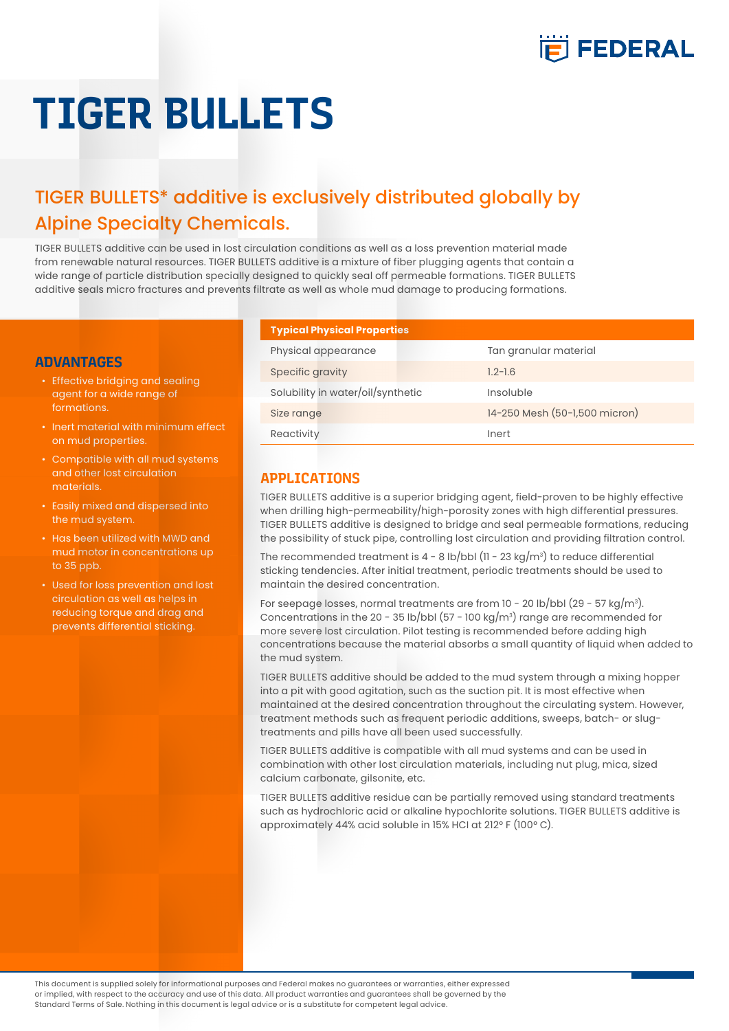FEDERAL

# TIGER BULLETS

## TIGER BULLETS* additive is exclusively distributed globally by Alpine Specialty Chemicals.

TIGER BULLETS additive can be used in lost circulation conditions as well as a loss prevention material made from renewable natural resources. TIGER BULLETS additive is a mixture of fiber plugging agents that contain a wide range of particle distribution specially designed to quickly seal off permeable formations. TIGER BULLETS additive seals micro fractures and prevents filtrate as well as whole mud damage to producing formations.

### ADVANTAGES

- Effective bridging and sealing agent for a wide range of formations.
- Inert material with minimum effect on mud properties.
- Compatible with all mud systems and other lost circulation materials.
- Easily mixed and dispersed into the mud system.
- Has been utilized with MWD and mud motor in concentrations up to 35 ppb.
- Used for loss prevention and lost circulation as well as helps in reducing torque and drag and prevents differential sticking.

| Typical Physical Properties | |
|---|---|
| Physical appearance | Tan granular material |
| Specific gravity | 1.2-1.6 |
| Solubility in water/oil/synthetic | Insoluble |
| Size range | 14-250 Mesh (50-1,500 micron) |
| Reactivity | Inert |

### APPLICATIONS

TIGER BULLETS additive is a superior bridging agent, field-proven to be highly effective when drilling high-permeability/high-porosity zones with high differential pressures. TIGER BULLETS additive is designed to bridge and seal permeable formations, reducing the possibility of stuck pipe, controlling lost circulation and providing filtration control.

The recommended treatment is 4 - 8 lb/bbl (11 - 23 kg/m$^3$) to reduce differential sticking tendencies. After initial treatment, periodic treatments should be used to maintain the desired concentration.

For seepage losses, normal treatments are from 10 - 20 lb/bbl (29 - 57 kg/m$^3$). Concentrations in the 20 - 35 lb/bbl (57 - 100 kg/m$^3$) range are recommended for more severe lost circulation. Pilot testing is recommended before adding high concentrations because the material absorbs a small quantity of liquid when added to the mud system.

TIGER BULLETS additive should be added to the mud system through a mixing hopper into a pit with good agitation, such as the suction pit. It is most effective when maintained at the desired concentration throughout the circulating system. However, treatment methods such as frequent periodic additions, sweeps, batch- or slug-treatments and pills have all been used successfully.

TIGER BULLETS additive is compatible with all mud systems and can be used in combination with other lost circulation materials, including nut plug, mica, sized calcium carbonate, gilsonite, etc.

TIGER BULLETS additive residue can be partially removed using standard treatments such as hydrochloric acid or alkaline hypochlorite solutions. TIGER BULLETS additive is approximately 44% acid soluble in 15% HCl at 212° F (100° C).

This document is supplied solely for informational purposes and Federal makes no guarantees or warranties, either expressed or implied, with respect to the accuracy and use of this data. All product warranties and guarantees shall be governed by the Standard Terms of Sale. Nothing in this document is legal advice or is a substitute for competent legal advice.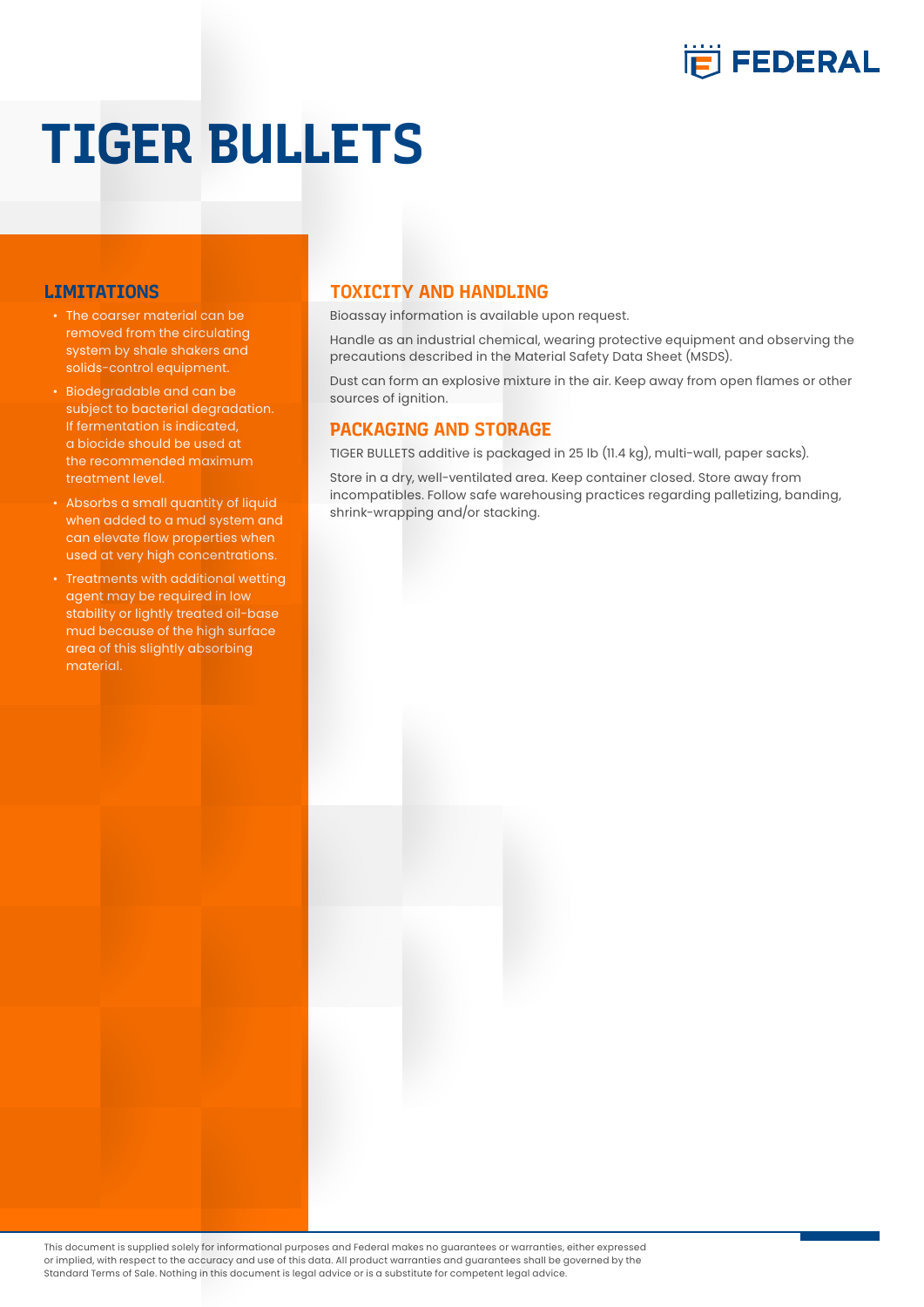# TIGER BULLETS

## LIMITATIONS

- The coarser material can be removed from the circulating system by shale shakers and solids-control equipment.
- Biodegradable and can be subject to bacterial degradation. If fermentation is indicated, a biocide should be used at the recommended maximum treatment level.
- Absorbs a small quantity of liquid when added to a mud system and can elevate flow properties when used at very high concentrations.
- Treatments with additional wetting agent may be required in low stability or lightly treated oil-base mud because of the high surface area of this slightly absorbing material.

## TOXICITY AND HANDLING

Bioassay information is available upon request.

Handle as an industrial chemical, wearing protective equipment and observing the precautions described in the Material Safety Data Sheet (MSDS).

Dust can form an explosive mixture in the air. Keep away from open flames or other sources of ignition.

## PACKAGING AND STORAGE

TIGER BULLETS additive is packaged in 25 lb (11.4 kg), multi-wall, paper sacks).

Store in a dry, well-ventilated area. Keep container closed. Store away from incompatibles. Follow safe warehousing practices regarding palletizing, banding, shrink-wrapping and/or stacking.

This document is supplied solely for informational purposes and Federal makes no guarantees or warranties, either expressed or implied, with respect to the accuracy and use of this data. All product warranties and guarantees shall be governed by the Standard Terms of Sale. Nothing in this document is legal advice or is a substitute for competent legal advice.